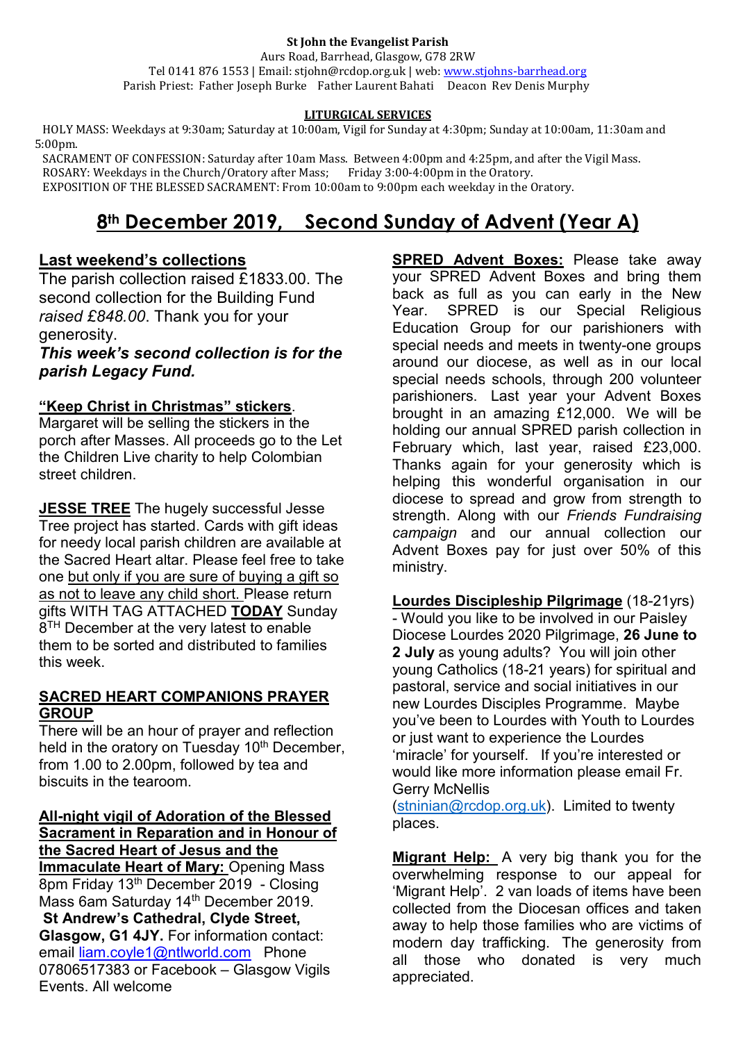**St John the Evangelist Parish**
Aurs Road, Barrhead, Glasgow, G78 2RW
Tel 0141 876 1553 | Email: stjohn@rcdop.org.uk | web: www.stjohns-barrhead.org
Parish Priest: Father Joseph Burke Father Laurent Bahati Deacon Rev Denis Murphy

**LITURGICAL SERVICES**

HOLY MASS: Weekdays at 9:30am; Saturday at 10:00am, Vigil for Sunday at 4:30pm; Sunday at 10:00am, 11:30am and 5:00pm.
SACRAMENT OF CONFESSION: Saturday after 10am Mass. Between 4:00pm and 4:25pm, and after the Vigil Mass.
ROSARY: Weekdays in the Church/Oratory after Mass; Friday 3:00-4:00pm in the Oratory.
EXPOSITION OF THE BLESSED SACRAMENT: From 10:00am to 9:00pm each weekday in the Oratory.

# 8th December 2019, Second Sunday of Advent (Year A)

## Last weekend's collections

The parish collection raised £1833.00. The second collection for the Building Fund *raised £848.00*. Thank you for your generosity.

***This week's second collection is for the parish Legacy Fund.***

**"Keep Christ in Christmas" stickers**. Margaret will be selling the stickers in the porch after Masses. All proceeds go to the Let the Children Live charity to help Colombian street children.

**JESSE TREE** The hugely successful Jesse Tree project has started. Cards with gift ideas for needy local parish children are available at the Sacred Heart altar. Please feel free to take one but only if you are sure of buying a gift so as not to leave any child short. Please return gifts WITH TAG ATTACHED **TODAY** Sunday 8TH December at the very latest to enable them to be sorted and distributed to families this week.

**SACRED HEART COMPANIONS PRAYER GROUP**

There will be an hour of prayer and reflection held in the oratory on Tuesday 10th December, from 1.00 to 2.00pm, followed by tea and biscuits in the tearoom.

**All-night vigil of Adoration of the Blessed Sacrament in Reparation and in Honour of the Sacred Heart of Jesus and the Immaculate Heart of Mary:** Opening Mass 8pm Friday 13th December 2019 - Closing Mass 6am Saturday 14th December 2019.
**St Andrew's Cathedral, Clyde Street, Glasgow, G1 4JY.** For information contact: email liam.coyle1@ntlworld.com Phone 07806517383 or Facebook – Glasgow Vigils Events. All welcome

**SPRED Advent Boxes:** Please take away your SPRED Advent Boxes and bring them back as full as you can early in the New Year. SPRED is our Special Religious Education Group for our parishioners with special needs and meets in twenty-one groups around our diocese, as well as in our local special needs schools, through 200 volunteer parishioners. Last year your Advent Boxes brought in an amazing £12,000. We will be holding our annual SPRED parish collection in February which, last year, raised £23,000. Thanks again for your generosity which is helping this wonderful organisation in our diocese to spread and grow from strength to strength. Along with our *Friends Fundraising campaign* and our annual collection our Advent Boxes pay for just over 50% of this ministry.

**Lourdes Discipleship Pilgrimage** (18-21yrs) - Would you like to be involved in our Paisley Diocese Lourdes 2020 Pilgrimage, **26 June to 2 July** as young adults? You will join other young Catholics (18-21 years) for spiritual and pastoral, service and social initiatives in our new Lourdes Disciples Programme. Maybe you've been to Lourdes with Youth to Lourdes or just want to experience the Lourdes 'miracle' for yourself. If you're interested or would like more information please email Fr. Gerry McNellis (stninian@rcdop.org.uk). Limited to twenty places.

**Migrant Help:** A very big thank you for the overwhelming response to our appeal for 'Migrant Help'. 2 van loads of items have been collected from the Diocesan offices and taken away to help those families who are victims of modern day trafficking. The generosity from all those who donated is very much appreciated.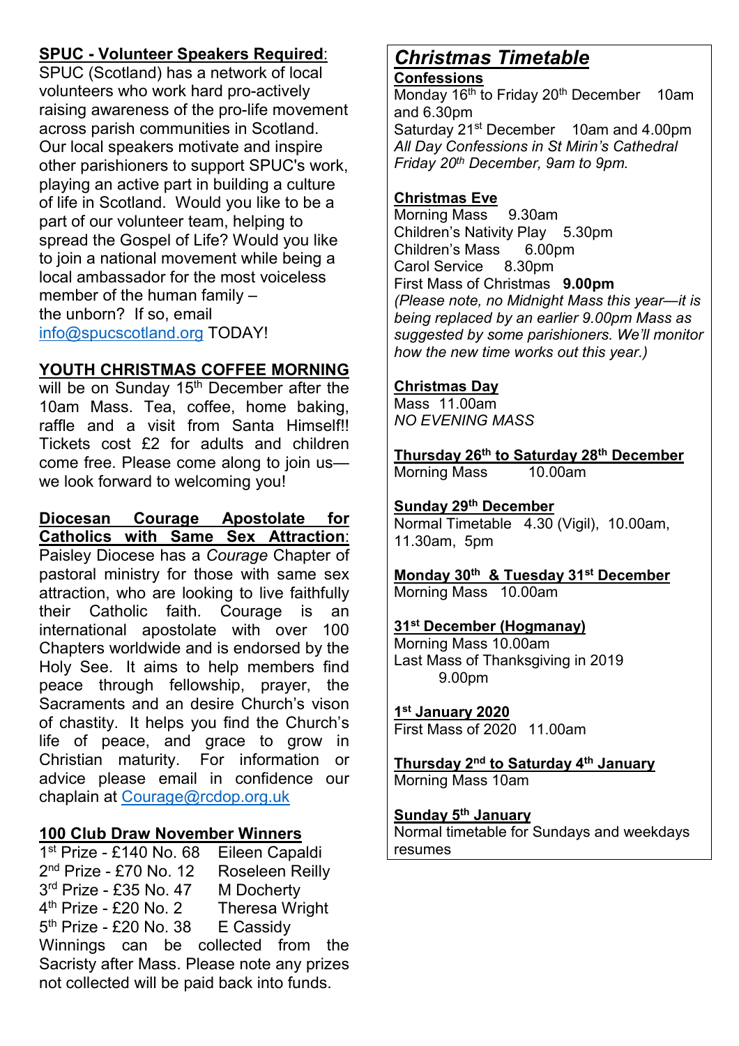**SPUC - Volunteer Speakers Required**:

SPUC (Scotland) has a network of local volunteers who work hard pro-actively raising awareness of the pro-life movement across parish communities in Scotland. Our local speakers motivate and inspire other parishioners to support SPUC's work, playing an active part in building a culture of life in Scotland. Would you like to be a part of our volunteer team, helping to spread the Gospel of Life? Would you like to join a national movement while being a local ambassador for the most voiceless member of the human family – the unborn? If so, email info@spucscotland.org TODAY!

**YOUTH CHRISTMAS COFFEE MORNING**

will be on Sunday 15th December after the 10am Mass. Tea, coffee, home baking, raffle and a visit from Santa Himself!! Tickets cost £2 for adults and children come free. Please come along to join us—we look forward to welcoming you!

**Diocesan Courage Apostolate for Catholics with Same Sex Attraction**:

Paisley Diocese has a *Courage* Chapter of pastoral ministry for those with same sex attraction, who are looking to live faithfully their Catholic faith. Courage is an international apostolate with over 100 Chapters worldwide and is endorsed by the Holy See. It aims to help members find peace through fellowship, prayer, the Sacraments and an desire Church's vison of chastity. It helps you find the Church's life of peace, and grace to grow in Christian maturity. For information or advice please email in confidence our chaplain at Courage@rcdop.org.uk

**100 Club Draw November Winners**

| | |
|---|---|
| 1st Prize - £140 No. 68 | Eileen Capaldi |
| 2nd Prize - £70 No. 12 | Roseleen Reilly |
| 3rd Prize - £35 No. 47 | M Docherty |
| 4th Prize - £20 No. 2 | Theresa Wright |
| 5th Prize - £20 No. 38 | E Cassidy |

Winnings can be collected from the Sacristy after Mass. Please note any prizes not collected will be paid back into funds.

## *Christmas Timetable*

**Confessions**

Monday 16th to Friday 20th December 10am and 6.30pm
Saturday 21st December 10am and 4.00pm
*All Day Confessions in St Mirin's Cathedral Friday 20th December, 9am to 9pm.*

**Christmas Eve**

Morning Mass 9.30am
Children's Nativity Play 5.30pm
Children's Mass 6.00pm
Carol Service 8.30pm
First Mass of Christmas **9.00pm**
*(Please note, no Midnight Mass this year—it is being replaced by an earlier 9.00pm Mass as suggested by some parishioners. We'll monitor how the new time works out this year.)*

**Christmas Day**

Mass 11.00am
*NO EVENING MASS*

**Thursday 26th to Saturday 28th December**

Morning Mass 10.00am

**Sunday 29th December**

Normal Timetable 4.30 (Vigil), 10.00am, 11.30am, 5pm

**Monday 30th & Tuesday 31st December**

Morning Mass 10.00am

**31st December (Hogmanay)**

Morning Mass 10.00am
Last Mass of Thanksgiving in 2019 9.00pm

**1st January 2020**

First Mass of 2020 11.00am

**Thursday 2nd to Saturday 4th January**

Morning Mass 10am

**Sunday 5th January**

Normal timetable for Sundays and weekdays resumes